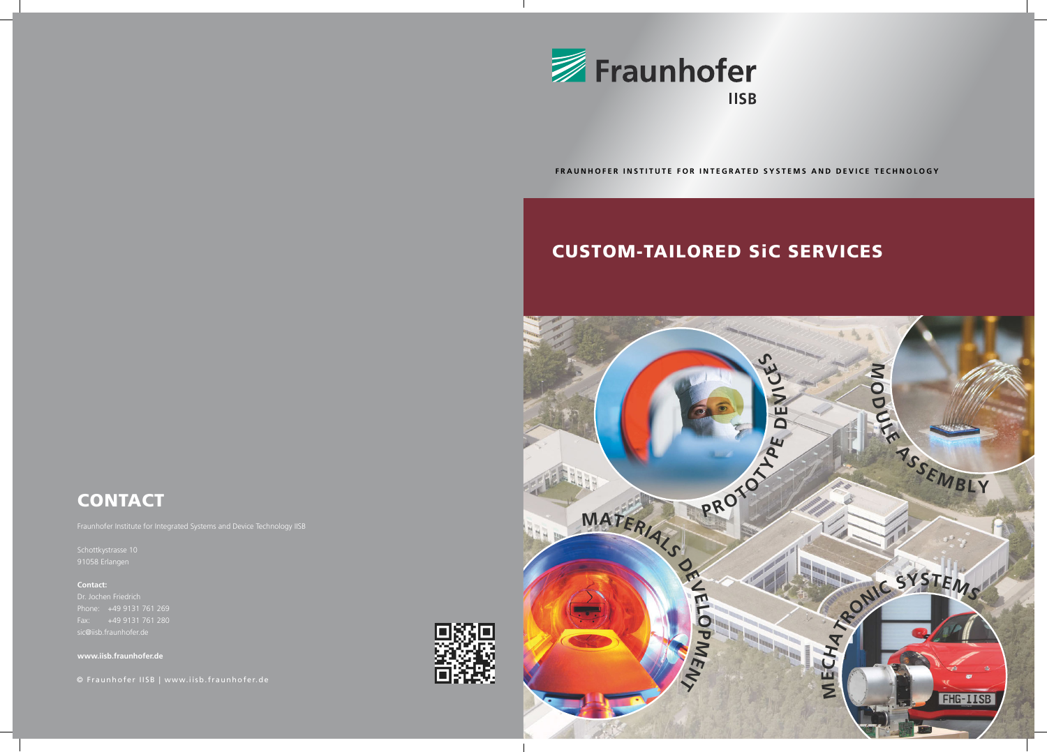# Fraunhofer IISB

**FRAUNHOFER INSTITUTE FOR INTEGRATED SYSTEMS AND DEVICE TECHNOLOGY**

# CUSTOM-TAILORED SiC SERVICES

PROTOTYPE DEVICES

MODULE ASSEMBLY

MATERIALS DEVELOPMENT

MECHATRONIC SYSTEMS

## CONTACT

Fraunhofer Institute for Integrated Systems and Device Technology IISB

Schottkystrasse 10
91058 Erlangen

**Contact:**
Dr. Jochen Friedrich
Phone: +49 9131 761 269
Fax: +49 9131 761 280
sic@iisb.fraunhofer.de

**www.iisb.fraunhofer.de**

© Fraunhofer IISB | www.iisb.fraunhofer.de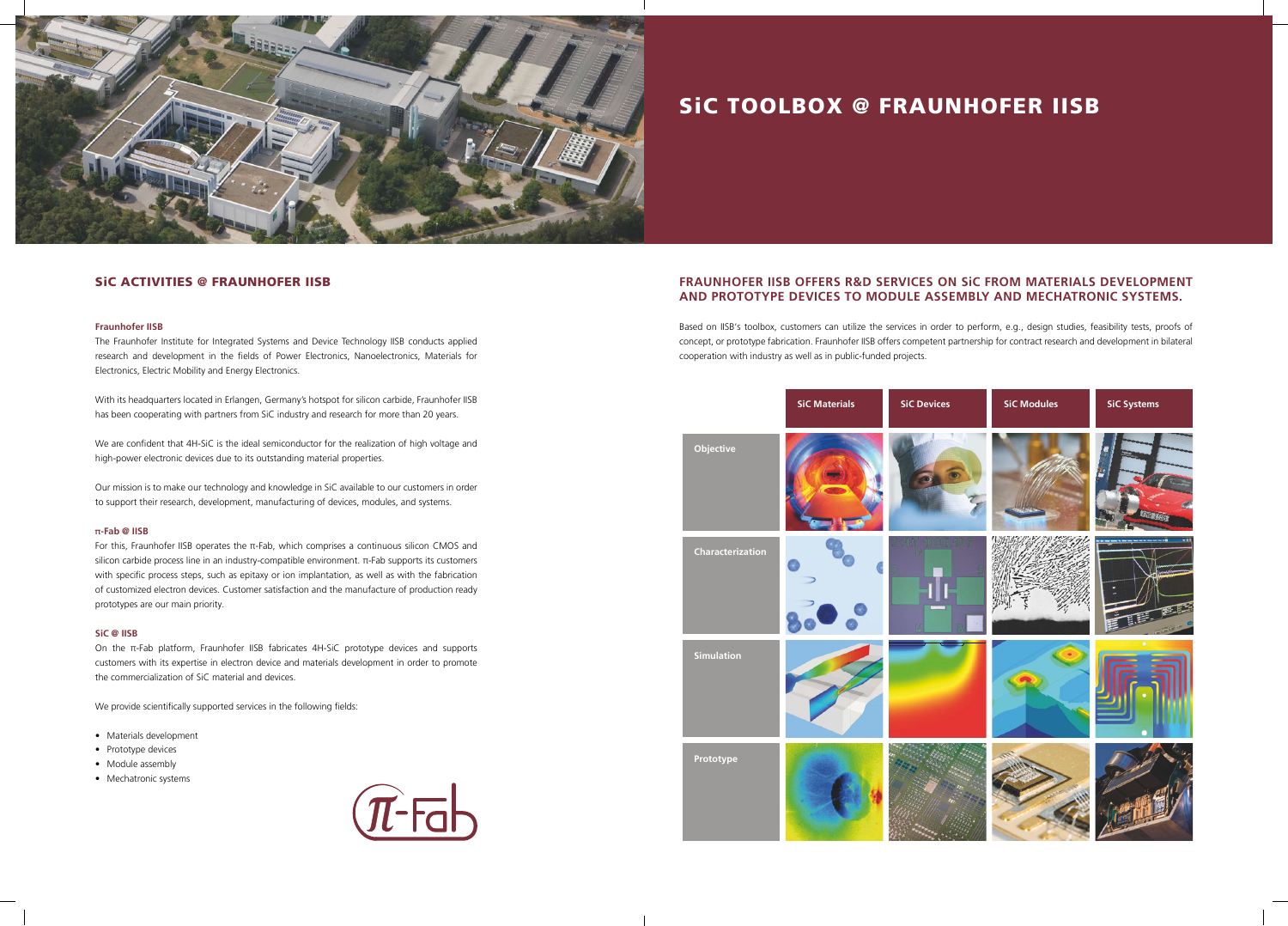# SiC TOOLBOX @ FRAUNHOFER IISB

## SiC ACTIVITIES @ FRAUNHOFER IISB

**Fraunhofer IISB**

The Fraunhofer Institute for Integrated Systems and Device Technology IISB conducts applied research and development in the fields of Power Electronics, Nanoelectronics, Materials for Electronics, Electric Mobility and Energy Electronics.

With its headquarters located in Erlangen, Germany's hotspot for silicon carbide, Fraunhofer IISB has been cooperating with partners from SiC industry and research for more than 20 years.

We are confident that 4H-SiC is the ideal semiconductor for the realization of high voltage and high-power electronic devices due to its outstanding material properties.

Our mission is to make our technology and knowledge in SiC available to our customers in order to support their research, development, manufacturing of devices, modules, and systems.

**π-Fab @ IISB**

For this, Fraunhofer IISB operates the π-Fab, which comprises a continuous silicon CMOS and silicon carbide process line in an industry-compatible environment. π-Fab supports its customers with specific process steps, such as epitaxy or ion implantation, as well as with the fabrication of customized electron devices. Customer satisfaction and the manufacture of production ready prototypes are our main priority.

**SiC @ IISB**

On the π-Fab platform, Fraunhofer IISB fabricates 4H-SiC prototype devices and supports customers with its expertise in electron device and materials development in order to promote the commercialization of SiC material and devices.

We provide scientifically supported services in the following fields:

- Materials development
- Prototype devices
- Module assembly
- Mechatronic systems

π-Fab

## FRAUNHOFER IISB OFFERS R&D SERVICES ON SiC FROM MATERIALS DEVELOPMENT AND PROTOTYPE DEVICES TO MODULE ASSEMBLY AND MECHATRONIC SYSTEMS.

Based on IISB's toolbox, customers can utilize the services in order to perform, e.g., design studies, feasibility tests, proofs of concept, or prototype fabrication. Fraunhofer IISB offers competent partnership for contract research and development in bilateral cooperation with industry as well as in public-funded projects.

| | SiC Materials | SiC Devices | SiC Modules | SiC Systems |
|---|---|---|---|---|
| Objective | | | | |
| Characterization | | | | |
| Simulation | | | | |
| Prototype | | | | |